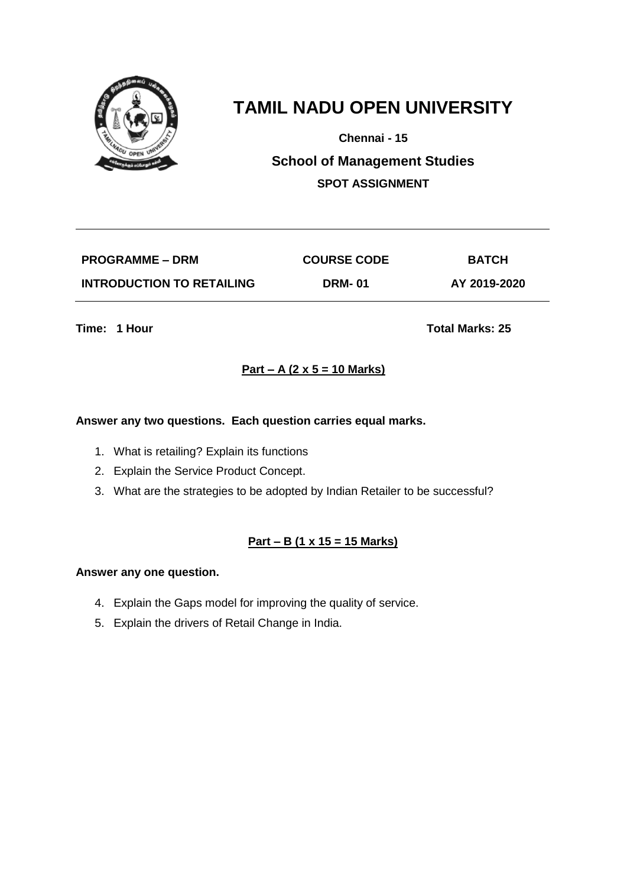# TAMIL NADU OPEN UNIVERSITY

**Chennai - 15**

## School of Management Studies

**SPOT ASSIGNMENT**

| PROGRAMME – DRM | COURSE CODE | BATCH |
|---|---|---|
| INTRODUCTION TO RETAILING | DRM- 01 | AY 2019-2020 |

**Time: 1 Hour** **Total Marks: 25**

**Part – A (2 x 5 = 10 Marks)**

**Answer any two questions. Each question carries equal marks.**

1. What is retailing? Explain its functions
2. Explain the Service Product Concept.
3. What are the strategies to be adopted by Indian Retailer to be successful?

**Part – B (1 x 15 = 15 Marks)**

**Answer any one question.**

4. Explain the Gaps model for improving the quality of service.
5. Explain the drivers of Retail Change in India.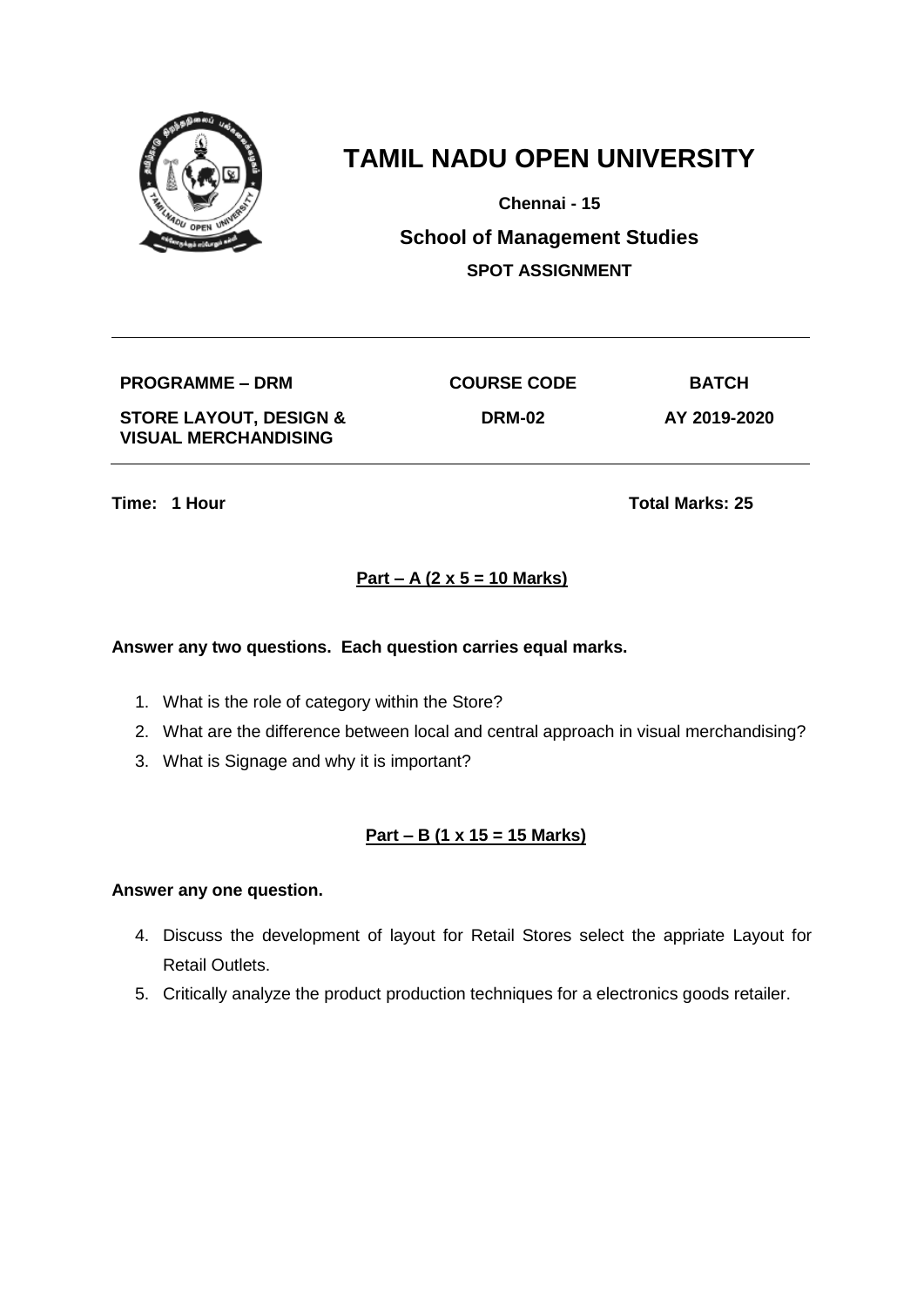# TAMIL NADU OPEN UNIVERSITY

**Chennai - 15**

**School of Management Studies**

**SPOT ASSIGNMENT**

| PROGRAMME – DRM | COURSE CODE | BATCH |
|---|---|---|
| STORE LAYOUT, DESIGN & VISUAL MERCHANDISING | DRM-02 | AY 2019-2020 |

**Time: 1 Hour** **Total Marks: 25**

## Part – A (2 x 5 = 10 Marks)

**Answer any two questions. Each question carries equal marks.**

1. What is the role of category within the Store?
2. What are the difference between local and central approach in visual merchandising?
3. What is Signage and why it is important?

## Part – B (1 x 15 = 15 Marks)

**Answer any one question.**

4. Discuss the development of layout for Retail Stores select the appriate Layout for Retail Outlets.
5. Critically analyze the product production techniques for a electronics goods retailer.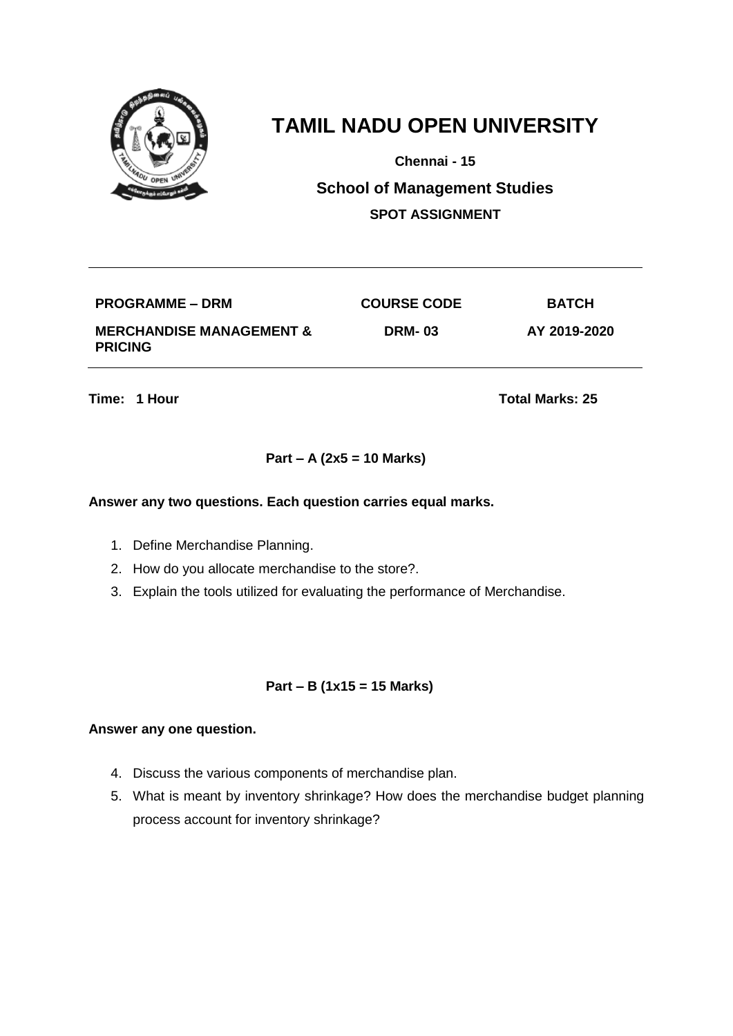# TAMIL NADU OPEN UNIVERSITY

**Chennai - 15**

## School of Management Studies

**SPOT ASSIGNMENT**

| PROGRAMME – DRM | COURSE CODE | BATCH |
| --- | --- | --- |
| **MERCHANDISE MANAGEMENT & PRICING** | **DRM- 03** | **AY 2019-2020** |

**Time: 1 Hour** **Total Marks: 25**

### Part – A (2x5 = 10 Marks)

**Answer any two questions. Each question carries equal marks.**

1. Define Merchandise Planning.
2. How do you allocate merchandise to the store?.
3. Explain the tools utilized for evaluating the performance of Merchandise.

### Part – B (1x15 = 15 Marks)

**Answer any one question.**

4. Discuss the various components of merchandise plan.
5. What is meant by inventory shrinkage? How does the merchandise budget planning process account for inventory shrinkage?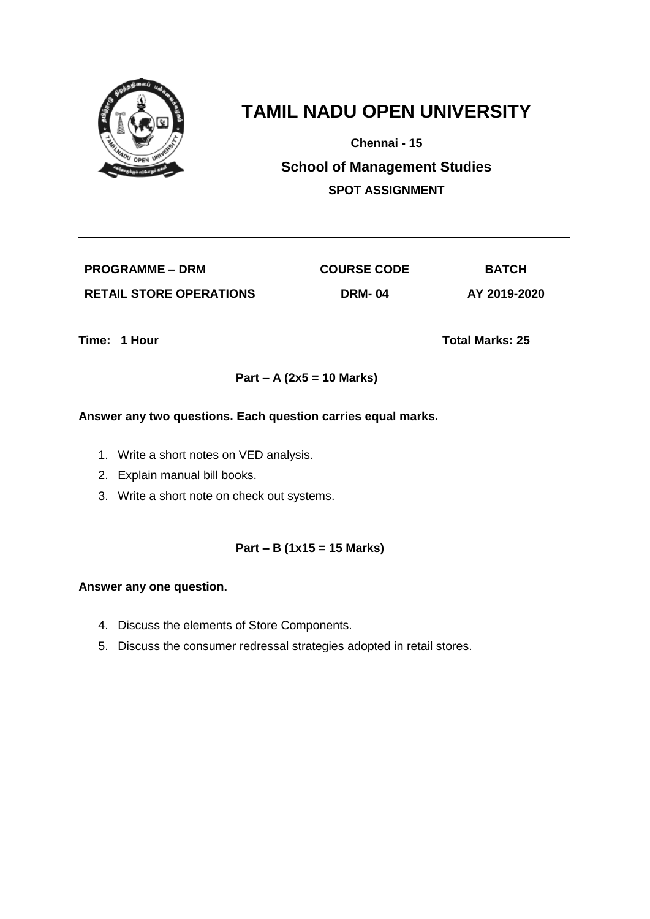# TAMIL NADU OPEN UNIVERSITY

**Chennai - 15**

## School of Management Studies

**SPOT ASSIGNMENT**

| PROGRAMME – DRM | COURSE CODE | BATCH |
|---|---|---|
| RETAIL STORE OPERATIONS | DRM- 04 | AY 2019-2020 |

**Time: 1 Hour** **Total Marks: 25**

**Part – A (2x5 = 10 Marks)**

**Answer any two questions. Each question carries equal marks.**

1. Write a short notes on VED analysis.
2. Explain manual bill books.
3. Write a short note on check out systems.

**Part – B (1x15 = 15 Marks)**

**Answer any one question.**

4. Discuss the elements of Store Components.
5. Discuss the consumer redressal strategies adopted in retail stores.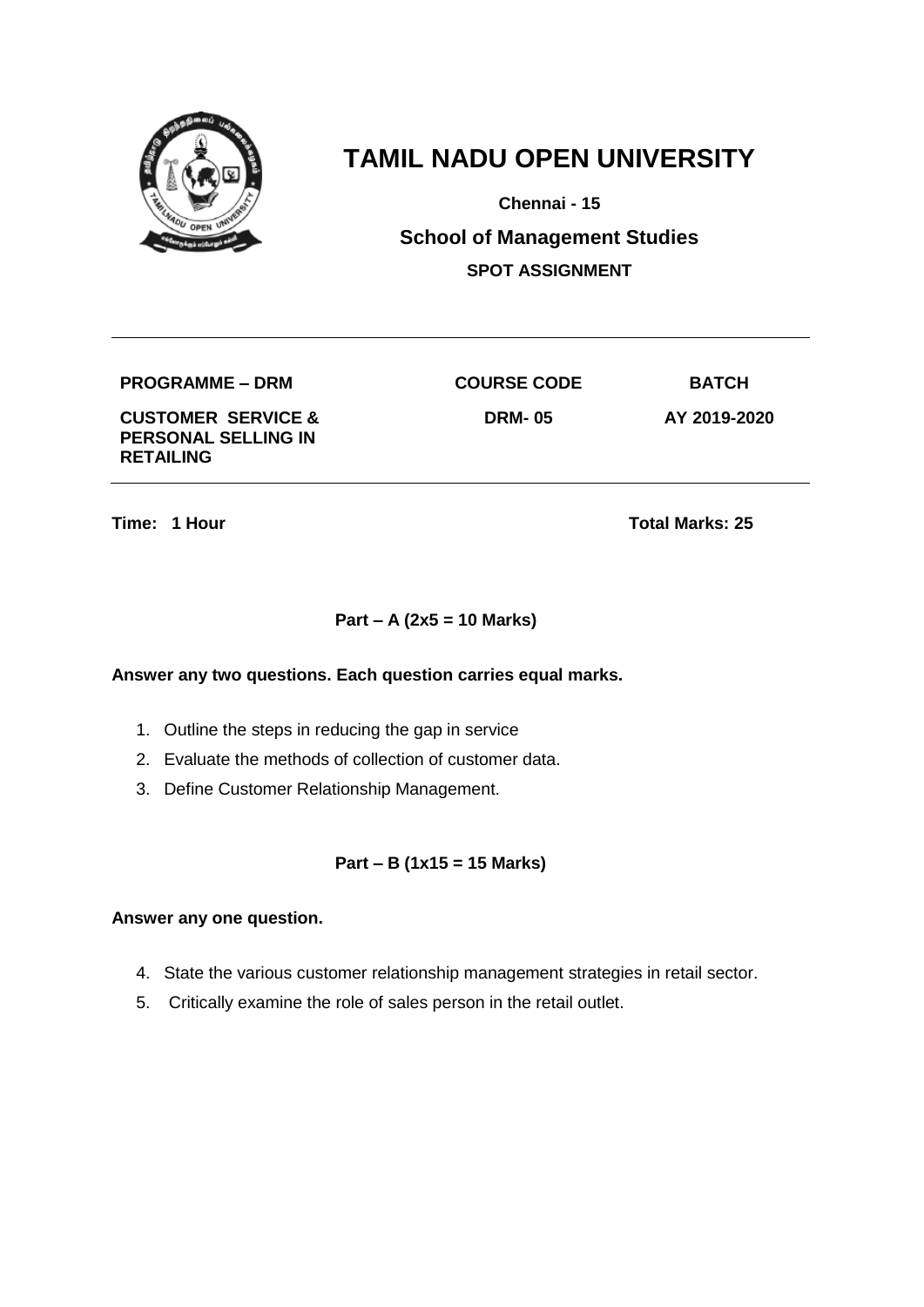# TAMIL NADU OPEN UNIVERSITY

**Chennai - 15**

## School of Management Studies

**SPOT ASSIGNMENT**

| PROGRAMME – DRM | COURSE CODE | BATCH |
|---|---|---|
| CUSTOMER SERVICE & PERSONAL SELLING IN RETAILING | DRM- 05 | AY 2019-2020 |

**Time: 1 Hour** **Total Marks: 25**

### Part – A (2x5 = 10 Marks)

**Answer any two questions. Each question carries equal marks.**

1. Outline the steps in reducing the gap in service
2. Evaluate the methods of collection of customer data.
3. Define Customer Relationship Management.

### Part – B (1x15 = 15 Marks)

**Answer any one question.**

4. State the various customer relationship management strategies in retail sector.
5. Critically examine the role of sales person in the retail outlet.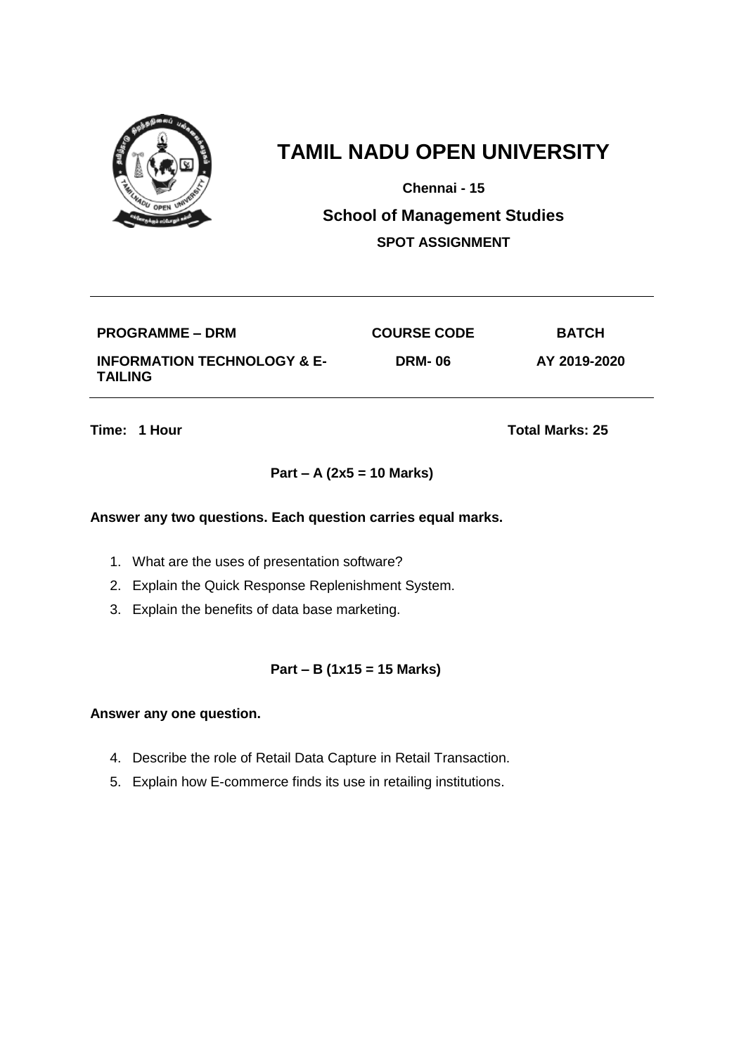# TAMIL NADU OPEN UNIVERSITY

**Chennai - 15**

**School of Management Studies**

**SPOT ASSIGNMENT**

| PROGRAMME – DRM | COURSE CODE | BATCH |
|---|---|---|
| **INFORMATION TECHNOLOGY & E-TAILING** | **DRM- 06** | **AY 2019-2020** |

**Time: 1 Hour** **Total Marks: 25**

**Part – A (2x5 = 10 Marks)**

**Answer any two questions. Each question carries equal marks.**

1. What are the uses of presentation software?
2. Explain the Quick Response Replenishment System.
3. Explain the benefits of data base marketing.

**Part – B (1x15 = 15 Marks)**

**Answer any one question.**

4. Describe the role of Retail Data Capture in Retail Transaction.
5. Explain how E-commerce finds its use in retailing institutions.